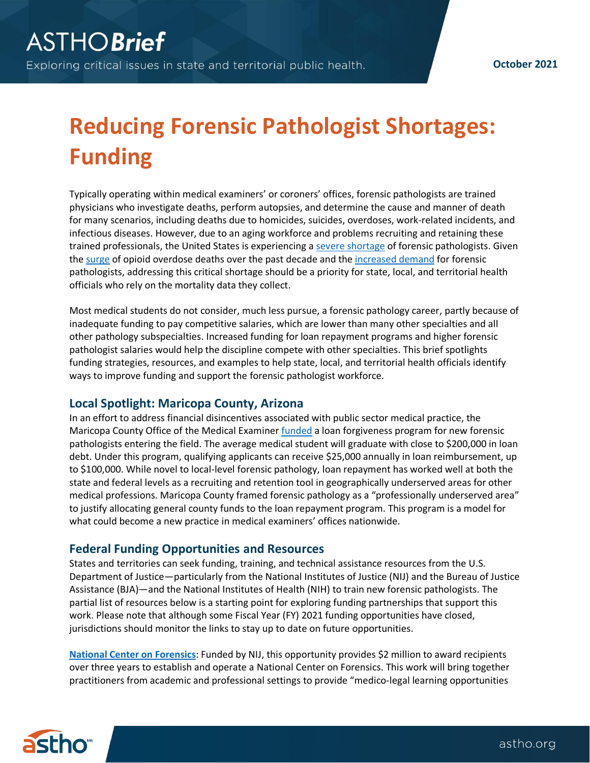ASTHO **Brief**

Exploring critical issues in state and territorial public health.

**October 2021**

# Reducing Forensic Pathologist Shortages: Funding

Typically operating within medical examiners' or coroners' offices, forensic pathologists are trained physicians who investigate deaths, perform autopsies, and determine the cause and manner of death for many scenarios, including deaths due to homicides, suicides, overdoses, work-related incidents, and infectious diseases. However, due to an aging workforce and problems recruiting and retaining these trained professionals, the United States is experiencing a severe shortage of forensic pathologists. Given the surge of opioid overdose deaths over the past decade and the increased demand for forensic pathologists, addressing this critical shortage should be a priority for state, local, and territorial health officials who rely on the mortality data they collect.

Most medical students do not consider, much less pursue, a forensic pathology career, partly because of inadequate funding to pay competitive salaries, which are lower than many other specialties and all other pathology subspecialties. Increased funding for loan repayment programs and higher forensic pathologist salaries would help the discipline compete with other specialties. This brief spotlights funding strategies, resources, and examples to help state, local, and territorial health officials identify ways to improve funding and support the forensic pathologist workforce.

## Local Spotlight: Maricopa County, Arizona

In an effort to address financial disincentives associated with public sector medical practice, the Maricopa County Office of the Medical Examiner funded a loan forgiveness program for new forensic pathologists entering the field. The average medical student will graduate with close to $200,000 in loan debt. Under this program, qualifying applicants can receive $25,000 annually in loan reimbursement, up to $100,000. While novel to local-level forensic pathology, loan repayment has worked well at both the state and federal levels as a recruiting and retention tool in geographically underserved areas for other medical professions. Maricopa County framed forensic pathology as a "professionally underserved area" to justify allocating general county funds to the loan repayment program. This program is a model for what could become a new practice in medical examiners' offices nationwide.

## Federal Funding Opportunities and Resources

States and territories can seek funding, training, and technical assistance resources from the U.S. Department of Justice—particularly from the National Institutes of Justice (NIJ) and the Bureau of Justice Assistance (BJA)—and the National Institutes of Health (NIH) to train new forensic pathologists. The partial list of resources below is a starting point for exploring funding partnerships that support this work. Please note that although some Fiscal Year (FY) 2021 funding opportunities have closed, jurisdictions should monitor the links to stay up to date on future opportunities.

**National Center on Forensics**: Funded by NIJ, this opportunity provides $2 million to award recipients over three years to establish and operate a National Center on Forensics. This work will bring together practitioners from academic and professional settings to provide "medico-legal learning opportunities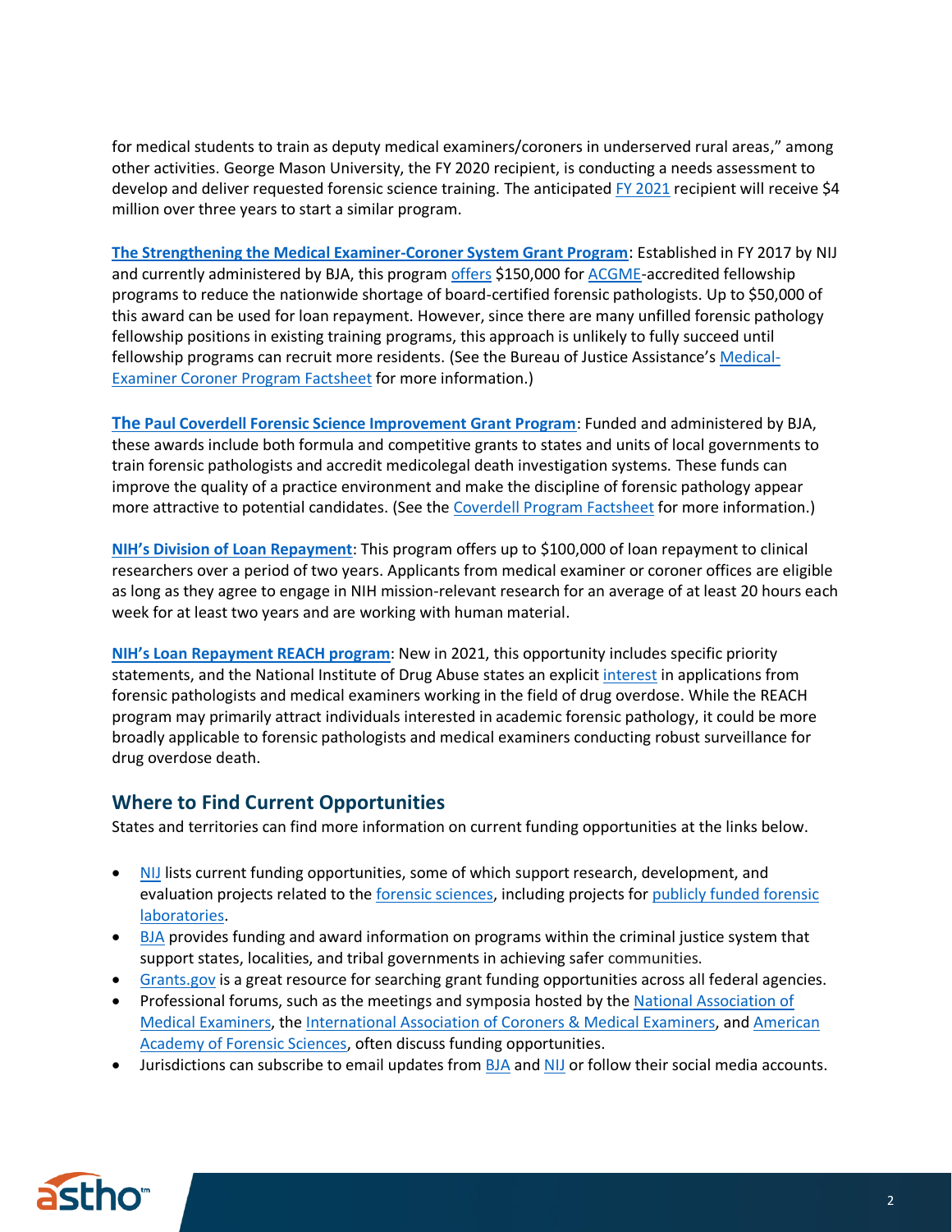for medical students to train as deputy medical examiners/coroners in underserved rural areas," among other activities. George Mason University, the FY 2020 recipient, is conducting a needs assessment to develop and deliver requested forensic science training. The anticipated FY 2021 recipient will receive $4 million over three years to start a similar program.

**The Strengthening the Medical Examiner-Coroner System Grant Program**: Established in FY 2017 by NIJ and currently administered by BJA, this program offers $150,000 for ACGME-accredited fellowship programs to reduce the nationwide shortage of board-certified forensic pathologists. Up to $50,000 of this award can be used for loan repayment. However, since there are many unfilled forensic pathology fellowship positions in existing training programs, this approach is unlikely to fully succeed until fellowship programs can recruit more residents. (See the Bureau of Justice Assistance's Medical-Examiner Coroner Program Factsheet for more information.)

**The Paul Coverdell Forensic Science Improvement Grant Program**: Funded and administered by BJA, these awards include both formula and competitive grants to states and units of local governments to train forensic pathologists and accredit medicolegal death investigation systems. These funds can improve the quality of a practice environment and make the discipline of forensic pathology appear more attractive to potential candidates. (See the Coverdell Program Factsheet for more information.)

**NIH's Division of Loan Repayment**: This program offers up to $100,000 of loan repayment to clinical researchers over a period of two years. Applicants from medical examiner or coroner offices are eligible as long as they agree to engage in NIH mission-relevant research for an average of at least 20 hours each week for at least two years and are working with human material.

**NIH's Loan Repayment REACH program**: New in 2021, this opportunity includes specific priority statements, and the National Institute of Drug Abuse states an explicit interest in applications from forensic pathologists and medical examiners working in the field of drug overdose. While the REACH program may primarily attract individuals interested in academic forensic pathology, it could be more broadly applicable to forensic pathologists and medical examiners conducting robust surveillance for drug overdose death.

## Where to Find Current Opportunities

States and territories can find more information on current funding opportunities at the links below.

- NIJ lists current funding opportunities, some of which support research, development, and evaluation projects related to the forensic sciences, including projects for publicly funded forensic laboratories.
- BJA provides funding and award information on programs within the criminal justice system that support states, localities, and tribal governments in achieving safer communities.
- Grants.gov is a great resource for searching grant funding opportunities across all federal agencies.
- Professional forums, such as the meetings and symposia hosted by the National Association of Medical Examiners, the International Association of Coroners & Medical Examiners, and American Academy of Forensic Sciences, often discuss funding opportunities.
- Jurisdictions can subscribe to email updates from BJA and NIJ or follow their social media accounts.